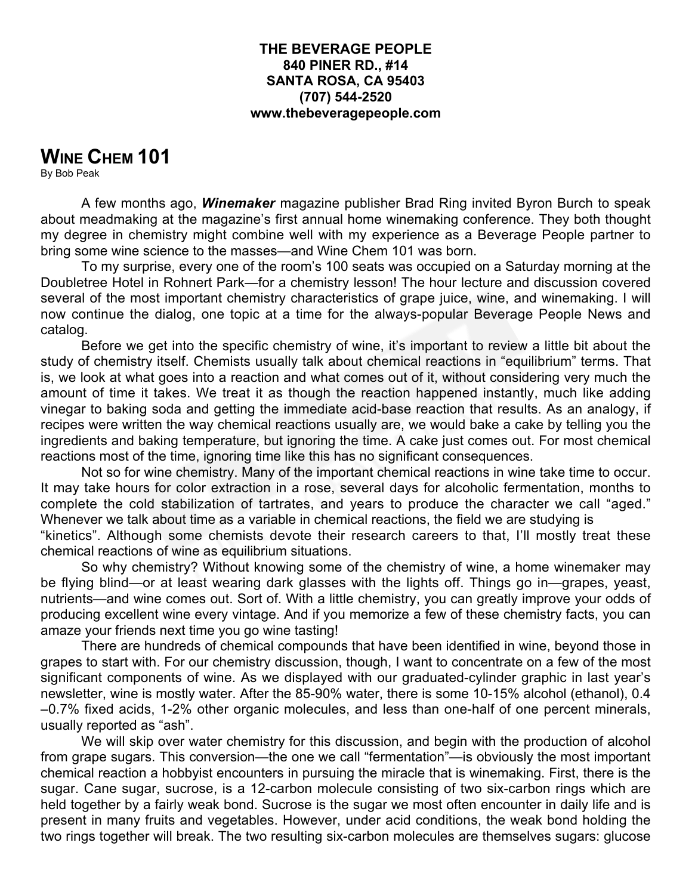**THE BEVERAGE PEOPLE**
**840 PINER RD., #14**
**SANTA ROSA, CA 95403**
**(707) 544-2520**
**www.thebeveragepeople.com**

# Wine Chem 101

By Bob Peak

A few months ago, ***Winemaker*** magazine publisher Brad Ring invited Byron Burch to speak about meadmaking at the magazine's first annual home winemaking conference. They both thought my degree in chemistry might combine well with my experience as a Beverage People partner to bring some wine science to the masses—and Wine Chem 101 was born.

To my surprise, every one of the room's 100 seats was occupied on a Saturday morning at the Doubletree Hotel in Rohnert Park—for a chemistry lesson! The hour lecture and discussion covered several of the most important chemistry characteristics of grape juice, wine, and winemaking. I will now continue the dialog, one topic at a time for the always-popular Beverage People News and catalog.

Before we get into the specific chemistry of wine, it's important to review a little bit about the study of chemistry itself. Chemists usually talk about chemical reactions in "equilibrium" terms. That is, we look at what goes into a reaction and what comes out of it, without considering very much the amount of time it takes. We treat it as though the reaction happened instantly, much like adding vinegar to baking soda and getting the immediate acid-base reaction that results. As an analogy, if recipes were written the way chemical reactions usually are, we would bake a cake by telling you the ingredients and baking temperature, but ignoring the time. A cake just comes out. For most chemical reactions most of the time, ignoring time like this has no significant consequences.

Not so for wine chemistry. Many of the important chemical reactions in wine take time to occur. It may take hours for color extraction in a rose, several days for alcoholic fermentation, months to complete the cold stabilization of tartrates, and years to produce the character we call "aged." Whenever we talk about time as a variable in chemical reactions, the field we are studying is "kinetics". Although some chemists devote their research careers to that, I'll mostly treat these chemical reactions of wine as equilibrium situations.

So why chemistry? Without knowing some of the chemistry of wine, a home winemaker may be flying blind—or at least wearing dark glasses with the lights off. Things go in—grapes, yeast, nutrients—and wine comes out. Sort of. With a little chemistry, you can greatly improve your odds of producing excellent wine every vintage. And if you memorize a few of these chemistry facts, you can amaze your friends next time you go wine tasting!

There are hundreds of chemical compounds that have been identified in wine, beyond those in grapes to start with. For our chemistry discussion, though, I want to concentrate on a few of the most significant components of wine. As we displayed with our graduated-cylinder graphic in last year's newsletter, wine is mostly water. After the 85-90% water, there is some 10-15% alcohol (ethanol), 0.4 –0.7% fixed acids, 1-2% other organic molecules, and less than one-half of one percent minerals, usually reported as "ash".

We will skip over water chemistry for this discussion, and begin with the production of alcohol from grape sugars. This conversion—the one we call "fermentation"—is obviously the most important chemical reaction a hobbyist encounters in pursuing the miracle that is winemaking. First, there is the sugar. Cane sugar, sucrose, is a 12-carbon molecule consisting of two six-carbon rings which are held together by a fairly weak bond. Sucrose is the sugar we most often encounter in daily life and is present in many fruits and vegetables. However, under acid conditions, the weak bond holding the two rings together will break. The two resulting six-carbon molecules are themselves sugars: glucose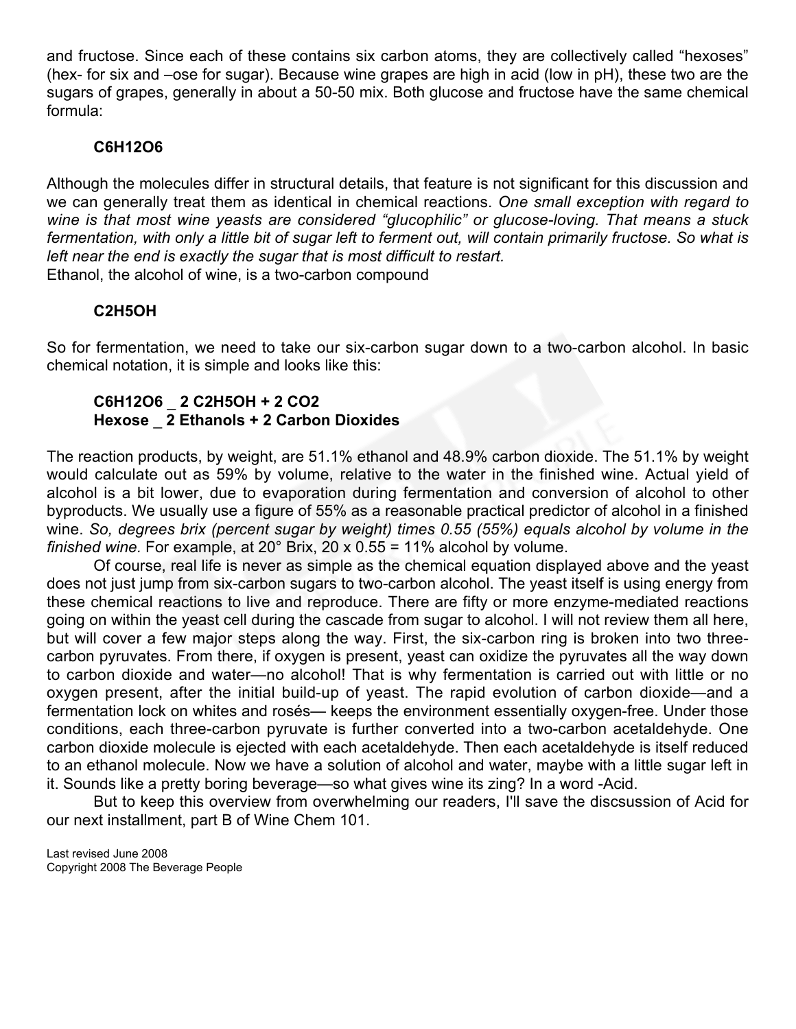and fructose. Since each of these contains six carbon atoms, they are collectively called "hexoses" (hex- for six and –ose for sugar). Because wine grapes are high in acid (low in pH), these two are the sugars of grapes, generally in about a 50-50 mix. Both glucose and fructose have the same chemical formula:

**$C_6H_{12}O_6$**

Although the molecules differ in structural details, that feature is not significant for this discussion and we can generally treat them as identical in chemical reactions. *One small exception with regard to wine is that most wine yeasts are considered "glucophilic" or glucose-loving. That means a stuck fermentation, with only a little bit of sugar left to ferment out, will contain primarily fructose. So what is left near the end is exactly the sugar that is most difficult to restart.*
Ethanol, the alcohol of wine, is a two-carbon compound

**$C_2H_5OH$**

So for fermentation, we need to take our six-carbon sugar down to a two-carbon alcohol. In basic chemical notation, it is simple and looks like this:

**$C_6H_{12}O_6$ _ 2 $C_2H_5OH$ + 2 $CO_2$**
**Hexose _ 2 Ethanols + 2 Carbon Dioxides**

The reaction products, by weight, are 51.1% ethanol and 48.9% carbon dioxide. The 51.1% by weight would calculate out as 59% by volume, relative to the water in the finished wine. Actual yield of alcohol is a bit lower, due to evaporation during fermentation and conversion of alcohol to other byproducts. We usually use a figure of 55% as a reasonable practical predictor of alcohol in a finished wine. *So, degrees brix (percent sugar by weight) times 0.55 (55%) equals alcohol by volume in the finished wine.* For example, at 20° Brix, 20 x 0.55 = 11% alcohol by volume.

Of course, real life is never as simple as the chemical equation displayed above and the yeast does not just jump from six-carbon sugars to two-carbon alcohol. The yeast itself is using energy from these chemical reactions to live and reproduce. There are fifty or more enzyme-mediated reactions going on within the yeast cell during the cascade from sugar to alcohol. I will not review them all here, but will cover a few major steps along the way. First, the six-carbon ring is broken into two three-carbon pyruvates. From there, if oxygen is present, yeast can oxidize the pyruvates all the way down to carbon dioxide and water—no alcohol! That is why fermentation is carried out with little or no oxygen present, after the initial build-up of yeast. The rapid evolution of carbon dioxide—and a fermentation lock on whites and rosés— keeps the environment essentially oxygen-free. Under those conditions, each three-carbon pyruvate is further converted into a two-carbon acetaldehyde. One carbon dioxide molecule is ejected with each acetaldehyde. Then each acetaldehyde is itself reduced to an ethanol molecule. Now we have a solution of alcohol and water, maybe with a little sugar left in it. Sounds like a pretty boring beverage—so what gives wine its zing? In a word -Acid.

But to keep this overview from overwhelming our readers, I'll save the discsussion of Acid for our next installment, part B of Wine Chem 101.

Last revised June 2008
Copyright 2008 The Beverage People